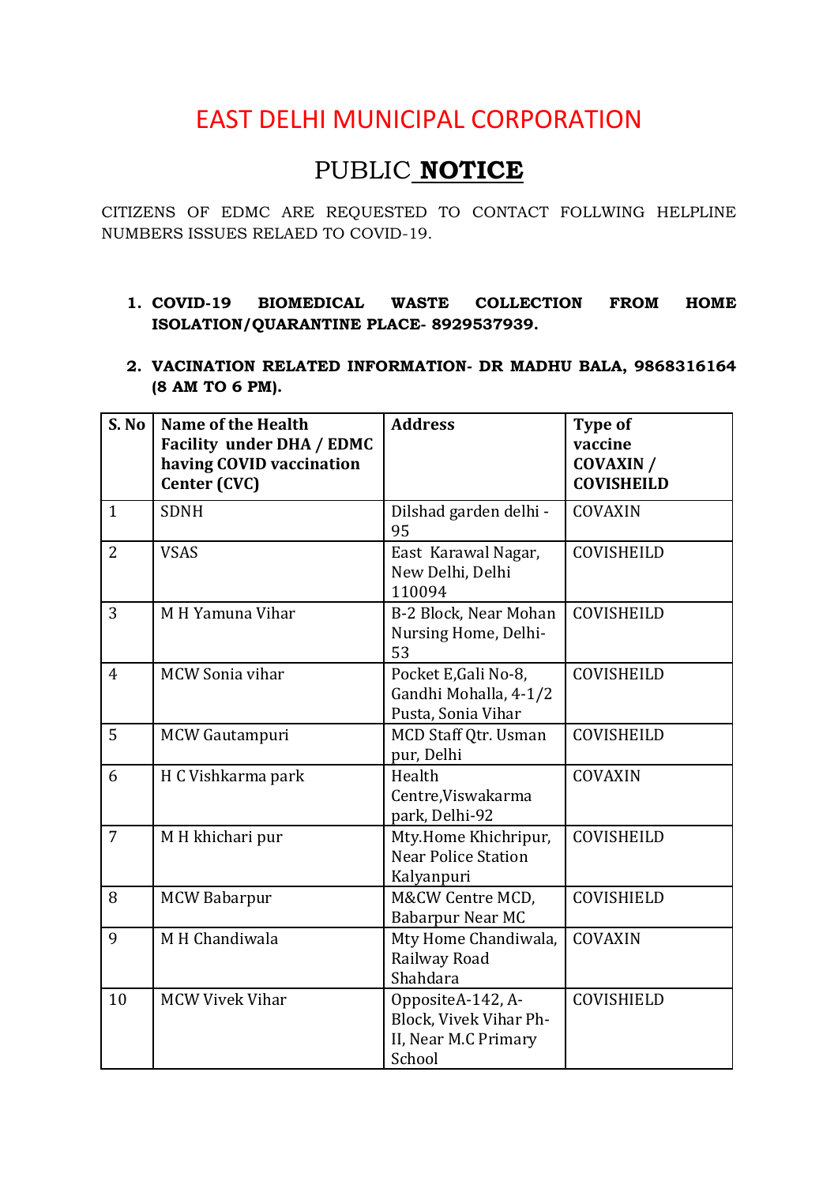# EAST DELHI MUNICIPAL CORPORATION

## PUBLIC **NOTICE**

CITIZENS OF EDMC ARE REQUESTED TO CONTACT FOLLWING HELPLINE NUMBERS ISSUES RELAED TO COVID-19.

1. **COVID-19 BIOMEDICAL WASTE COLLECTION FROM HOME ISOLATION/QUARANTINE PLACE- 8929537939.**

2. **VACINATION RELATED INFORMATION- DR MADHU BALA, 9868316164 (8 AM TO 6 PM).**

| S. No | Name of the Health Facility under DHA / EDMC having COVID vaccination Center (CVC) | Address | Type of vaccine COVAXIN / COVISHEILD |
|---|---|---|---|
| 1 | SDNH | Dilshad garden delhi -95 | COVAXIN |
| 2 | VSAS | East Karawal Nagar, New Delhi, Delhi 110094 | COVISHEILD |
| 3 | M H Yamuna Vihar | B-2 Block, Near Mohan Nursing Home, Delhi-53 | COVISHEILD |
| 4 | MCW Sonia vihar | Pocket E,Gali No-8, Gandhi Mohalla, 4-1/2 Pusta, Sonia Vihar | COVISHEILD |
| 5 | MCW Gautampuri | MCD Staff Qtr. Usman pur, Delhi | COVISHEILD |
| 6 | H C Vishkarma park | Health Centre,Viswakarma park, Delhi-92 | COVAXIN |
| 7 | M H khichari pur | Mty.Home Khichripur, Near Police Station Kalyanpuri | COVISHEILD |
| 8 | MCW Babarpur | M&CW Centre MCD, Babarpur Near MC | COVISHIELD |
| 9 | M H Chandiwala | Mty Home Chandiwala, Railway Road Shahdara | COVAXIN |
| 10 | MCW Vivek Vihar | OppositeA-142, A-Block, Vivek Vihar Ph-II, Near M.C Primary School | COVISHIELD |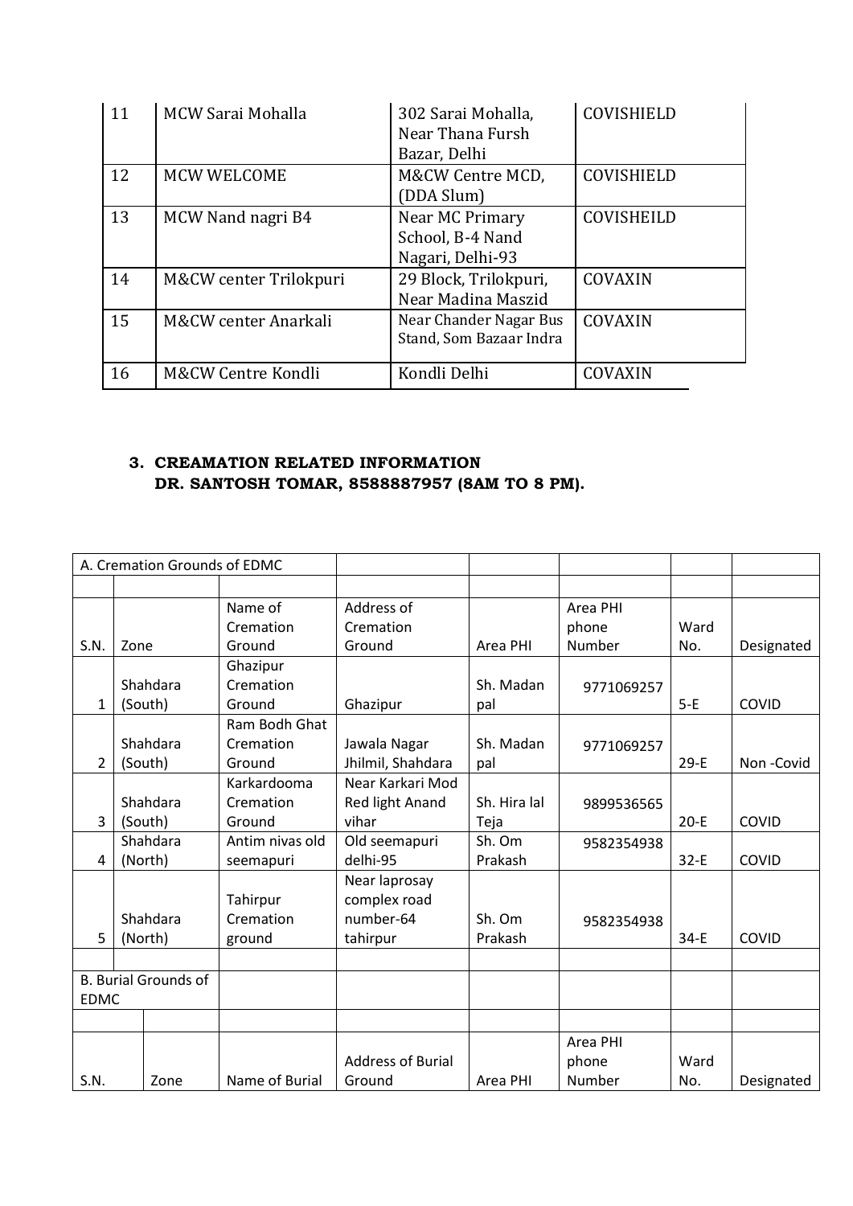| 11 | MCW Sarai Mohalla | 302 Sarai Mohalla, Near Thana Fursh Bazar, Delhi | COVISHIELD |
|---|---|---|---|
| 12 | MCW WELCOME | M&CW Centre MCD, (DDA Slum) | COVISHIELD |
| 13 | MCW Nand nagri B4 | Near MC Primary School, B-4 Nand Nagari, Delhi-93 | COVISHEILD |
| 14 | M&CW center Trilokpuri | 29 Block, Trilokpuri, Near Madina Maszid | COVAXIN |
| 15 | M&CW center Anarkali | Near Chander Nagar Bus Stand, Som Bazaar Indra | COVAXIN |
| 16 | M&CW Centre Kondli | Kondli Delhi | COVAXIN |

### 3. CREAMATION RELATED INFORMATION
### DR. SANTOSH TOMAR, 8588887957 (8AM TO 8 PM).

| A. Cremation Grounds of EDMC | | | | | | | |
|---|---|---|---|---|---|---|---|
| | | | | | | | |
| S.N. | Zone | Name of Cremation Ground | Address of Cremation Ground | Area PHI | Area PHI phone Number | Ward No. | Designated |
| 1 | Shahdara (South) | Ghazipur Cremation Ground | Ghazipur | Sh. Madan pal | 9771069257 | 5-E | COVID |
| 2 | Shahdara (South) | Ram Bodh Ghat Cremation Ground | Jawala Nagar Jhilmil, Shahdara | Sh. Madan pal | 9771069257 | 29-E | Non -Covid |
| 3 | Shahdara (South) | Karkardooma Cremation Ground | Near Karkari Mod Red light Anand vihar | Sh. Hira lal Teja | 9899536565 | 20-E | COVID |
| 4 | Shahdara (North) | Antim nivas old seemapuri | Old seemapuri delhi-95 | Sh. Om Prakash | 9582354938 | 32-E | COVID |
| 5 | Shahdara (North) | Tahirpur Cremation ground | Near laprosay complex road number-64 tahirpur | Sh. Om Prakash | 9582354938 | 34-E | COVID |
| | | | | | | | |
| B. Burial Grounds of EDMC | | | | | | | |
| | | | | | | | |
| S.N. | Zone | Name of Burial | Address of Burial Ground | Area PHI | Area PHI phone Number | Ward No. | Designated |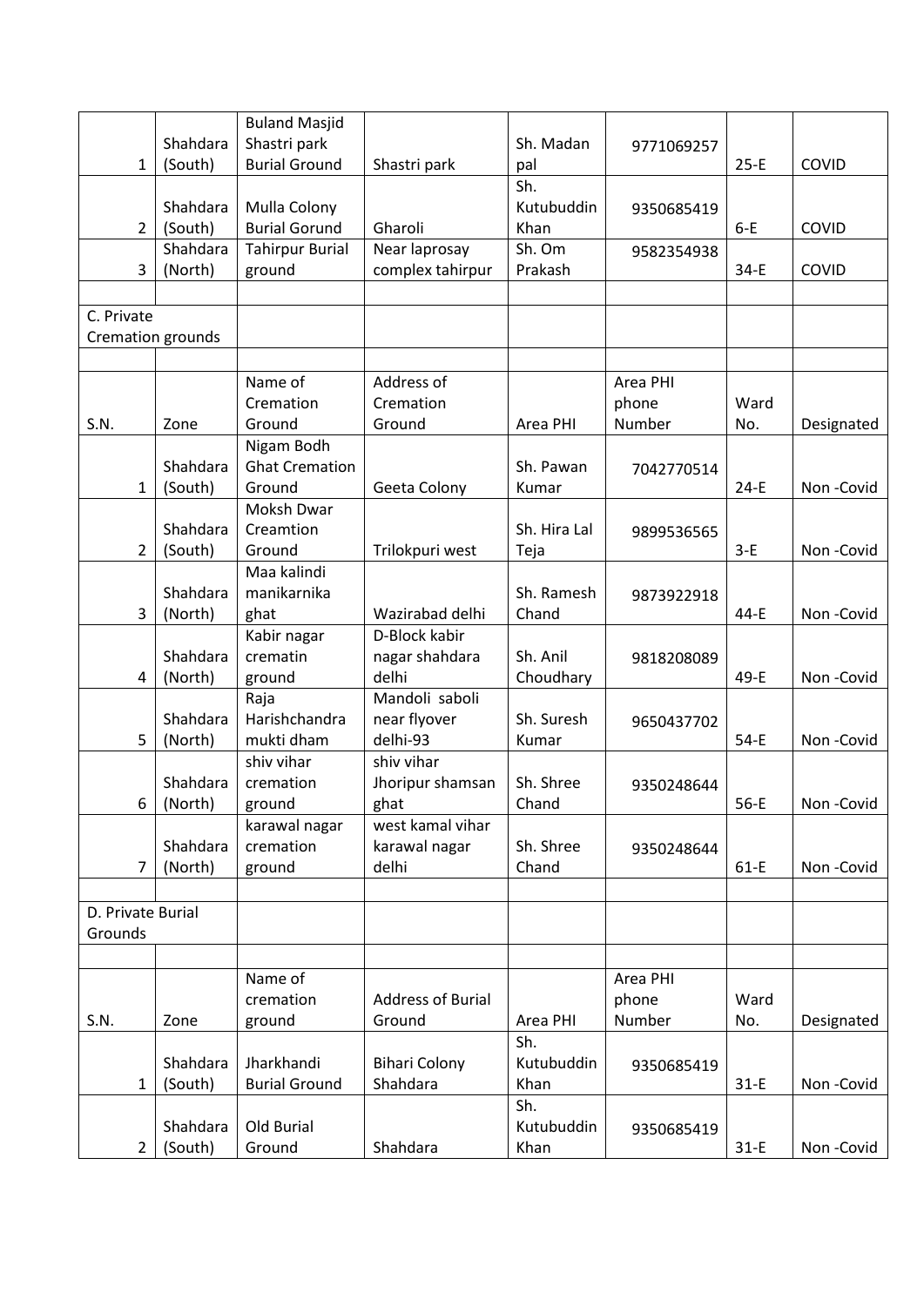| 1 | Shahdara (South) | Buland Masjid Shastri park Burial Ground | Shastri park | Sh. Madan pal | 9771069257 | 25-E | COVID |
|---|---|---|---|---|---|---|---|
| 2 | Shahdara (South) | Mulla Colony Burial Gorund | Gharoli | Sh. Kutubuddin Khan | 9350685419 | 6-E | COVID |
| 3 | Shahdara (North) | Tahirpur Burial ground | Near laprosay complex tahirpur | Sh. Om Prakash | 9582354938 | 34-E | COVID |

C. Private Cremation grounds

| S.N. | Zone | Name of Cremation Ground | Address of Cremation Ground | Area PHI | Area PHI phone Number | Ward No. | Designated |
|---|---|---|---|---|---|---|---|
| 1 | Shahdara (South) | Nigam Bodh Ghat Cremation Ground | Geeta Colony | Sh. Pawan Kumar | 7042770514 | 24-E | Non -Covid |
| 2 | Shahdara (South) | Moksh Dwar Creamtion Ground | Trilokpuri west | Sh. Hira Lal Teja | 9899536565 | 3-E | Non -Covid |
| 3 | Shahdara (North) | Maa kalindi manikarnika ghat | Wazirabad delhi | Sh. Ramesh Chand | 9873922918 | 44-E | Non -Covid |
| 4 | Shahdara (North) | Kabir nagar crematin ground | D-Block kabir nagar shahdara delhi | Sh. Anil Choudhary | 9818208089 | 49-E | Non -Covid |
| 5 | Shahdara (North) | Raja Harishchandra mukti dham | Mandoli saboli near flyover delhi-93 | Sh. Suresh Kumar | 9650437702 | 54-E | Non -Covid |
| 6 | Shahdara (North) | shiv vihar cremation ground | shiv vihar Jhoripur shamsan ghat | Sh. Shree Chand | 9350248644 | 56-E | Non -Covid |
| 7 | Shahdara (North) | karawal nagar cremation ground | west kamal vihar karawal nagar delhi | Sh. Shree Chand | 9350248644 | 61-E | Non -Covid |

D. Private Burial Grounds

| S.N. | Zone | Name of cremation ground | Address of Burial Ground | Area PHI | Area PHI phone Number | Ward No. | Designated |
|---|---|---|---|---|---|---|---|
| 1 | Shahdara (South) | Jharkhandi Burial Ground | Bihari Colony Shahdara | Sh. Kutubuddin Khan | 9350685419 | 31-E | Non -Covid |
| 2 | Shahdara (South) | Old Burial Ground | Shahdara | Sh. Kutubuddin Khan | 9350685419 | 31-E | Non -Covid |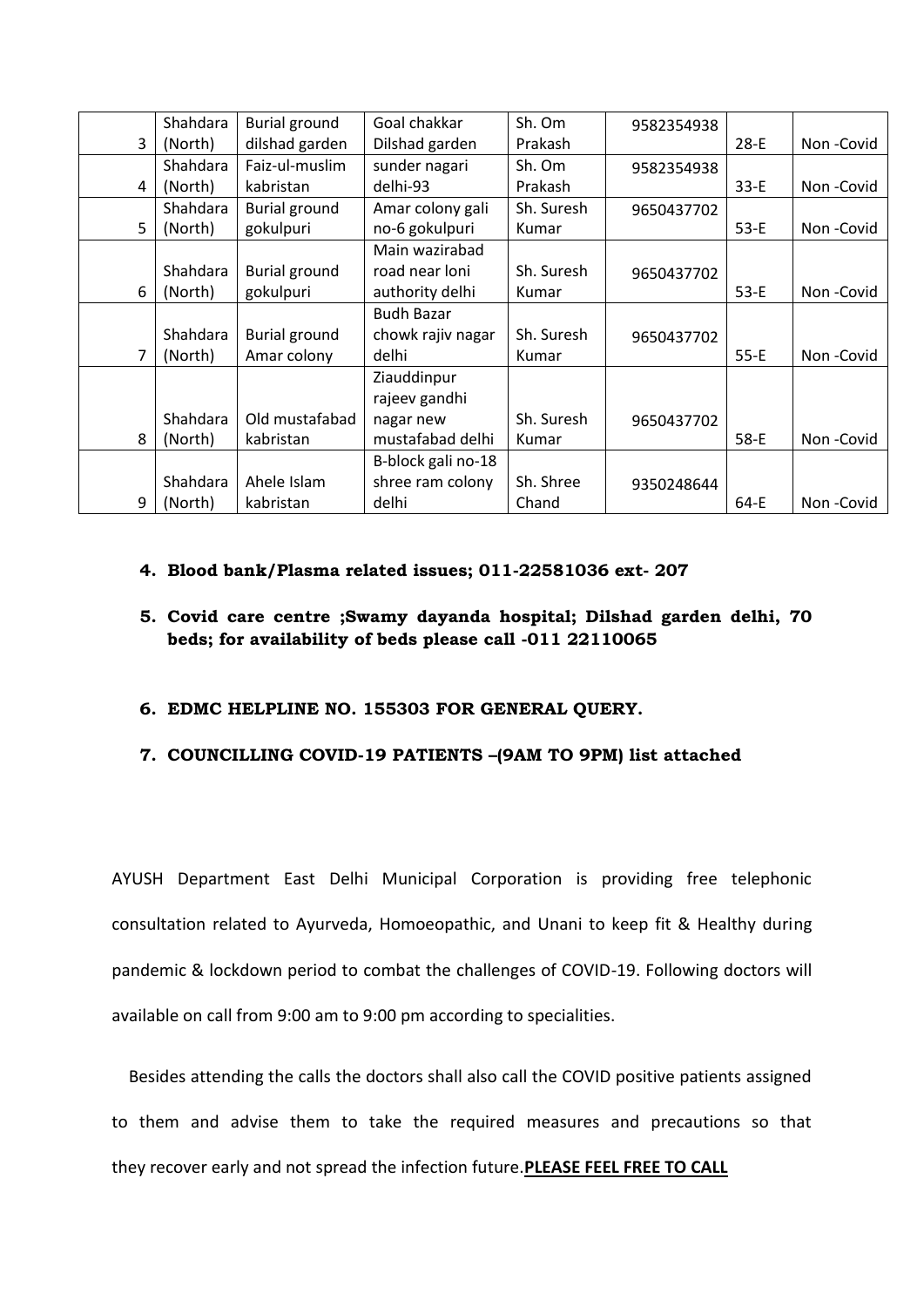| 3 | Shahdara (North) | Burial ground dilshad garden | Goal chakkar Dilshad garden | Sh. Om Prakash | 9582354938 | 28-E | Non -Covid |
|---|---|---|---|---|---|---|---|
| 4 | Shahdara (North) | Faiz-ul-muslim kabristan | sunder nagari delhi-93 | Sh. Om Prakash | 9582354938 | 33-E | Non -Covid |
| 5 | Shahdara (North) | Burial ground gokulpuri | Amar colony gali no-6 gokulpuri | Sh. Suresh Kumar | 9650437702 | 53-E | Non -Covid |
| 6 | Shahdara (North) | Burial ground gokulpuri | Main wazirabad road near loni authority delhi | Sh. Suresh Kumar | 9650437702 | 53-E | Non -Covid |
| 7 | Shahdara (North) | Burial ground Amar colony | Budh Bazar chowk rajiv nagar delhi | Sh. Suresh Kumar | 9650437702 | 55-E | Non -Covid |
| 8 | Shahdara (North) | Old mustafabad kabristan | Ziauddinpur rajeev gandhi nagar new mustafabad delhi | Sh. Suresh Kumar | 9650437702 | 58-E | Non -Covid |
| 9 | Shahdara (North) | Ahele Islam kabristan | B-block gali no-18 shree ram colony delhi | Sh. Shree Chand | 9350248644 | 64-E | Non -Covid |

4. **Blood bank/Plasma related issues; 011-22581036 ext- 207**
5. **Covid care centre ;Swamy dayanda hospital; Dilshad garden delhi, 70 beds; for availability of beds please call -011 22110065**
6. **EDMC HELPLINE NO. 155303 FOR GENERAL QUERY.**
7. **COUNCILLING COVID-19 PATIENTS –(9AM TO 9PM) list attached**

AYUSH Department East Delhi Municipal Corporation is providing free telephonic consultation related to Ayurveda, Homoeopathic, and Unani to keep fit & Healthy during pandemic & lockdown period to combat the challenges of COVID-19. Following doctors will available on call from 9:00 am to 9:00 pm according to specialities.

Besides attending the calls the doctors shall also call the COVID positive patients assigned to them and advise them to take the required measures and precautions so that they recover early and not spread the infection future.**PLEASE FEEL FREE TO CALL**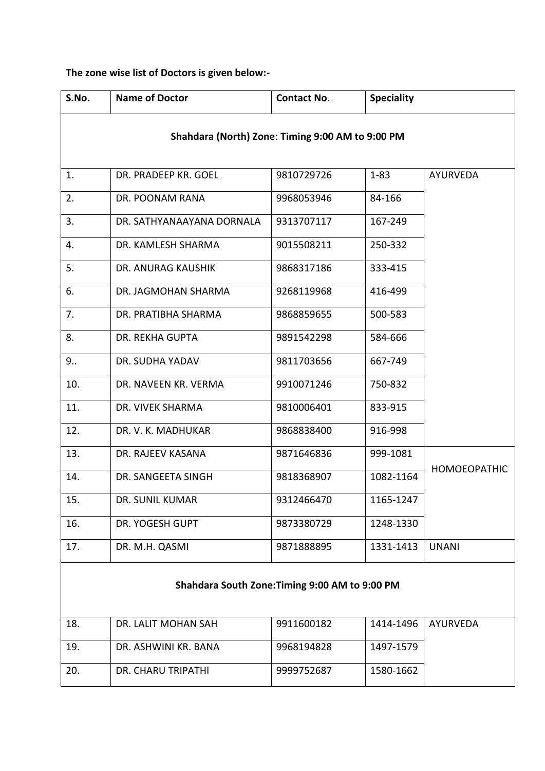**The zone wise list of Doctors is given below:-**

| S.No. | Name of Doctor | Contact No. | Speciality | |
|---|---|---|---|---|
| **Shahdara (North) Zone: Timing 9:00 AM to 9:00 PM** | | | | |
| 1. | DR. PRADEEP KR. GOEL | 9810729726 | 1-83 | AYURVEDA |
| 2. | DR. POONAM RANA | 9968053946 | 84-166 | |
| 3. | DR. SATHYANAAYANA DORNALA | 9313707117 | 167-249 | |
| 4. | DR. KAMLESH SHARMA | 9015508211 | 250-332 | |
| 5. | DR. ANURAG KAUSHIK | 9868317186 | 333-415 | |
| 6. | DR. JAGMOHAN SHARMA | 9268119968 | 416-499 | |
| 7. | DR. PRATIBHA SHARMA | 9868859655 | 500-583 | |
| 8. | DR. REKHA GUPTA | 9891542298 | 584-666 | |
| 9.. | DR. SUDHA YADAV | 9811703656 | 667-749 | |
| 10. | DR. NAVEEN KR. VERMA | 9910071246 | 750-832 | |
| 11. | DR. VIVEK SHARMA | 9810006401 | 833-915 | |
| 12. | DR. V. K. MADHUKAR | 9868838400 | 916-998 | |
| 13. | DR. RAJEEV KASANA | 9871646836 | 999-1081 | HOMOEOPATHIC |
| 14. | DR. SANGEETA SINGH | 9818368907 | 1082-1164 | |
| 15. | DR. SUNIL KUMAR | 9312466470 | 1165-1247 | |
| 16. | DR. YOGESH GUPT | 9873380729 | 1248-1330 | |
| 17. | DR. M.H. QASMI | 9871888895 | 1331-1413 | UNANI |
| **Shahdara South Zone:Timing 9:00 AM to 9:00 PM** | | | | |
| 18. | DR. LALIT MOHAN SAH | 9911600182 | 1414-1496 | AYURVEDA |
| 19. | DR. ASHWINI KR. BANA | 9968194828 | 1497-1579 | |
| 20. | DR. CHARU TRIPATHI | 9999752687 | 1580-1662 | |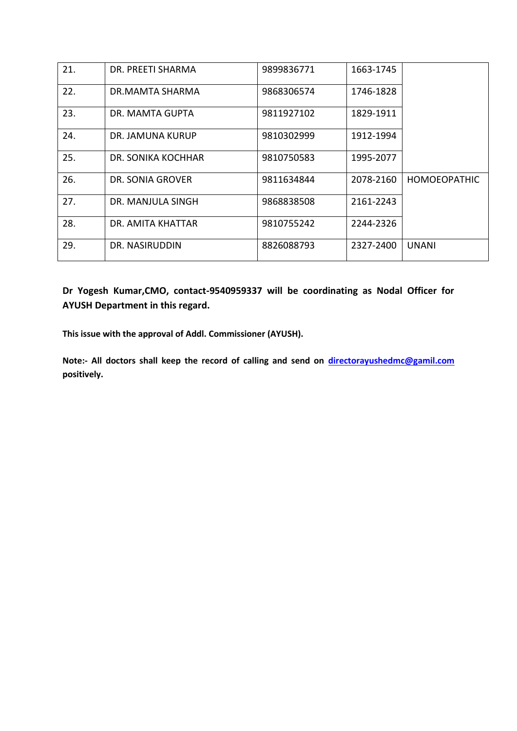| | | | | |
|---|---|---|---|---|
| 21. | DR. PREETI SHARMA | 9899836771 | 1663-1745 | |
| 22. | DR.MAMTA SHARMA | 9868306574 | 1746-1828 | |
| 23. | DR. MAMTA GUPTA | 9811927102 | 1829-1911 | |
| 24. | DR. JAMUNA KURUP | 9810302999 | 1912-1994 | |
| 25. | DR. SONIKA KOCHHAR | 9810750583 | 1995-2077 | |
| 26. | DR. SONIA GROVER | 9811634844 | 2078-2160 | HOMOEOPATHIC |
| 27. | DR. MANJULA SINGH | 9868838508 | 2161-2243 | |
| 28. | DR. AMITA KHATTAR | 9810755242 | 2244-2326 | |
| 29. | DR. NASIRUDDIN | 8826088793 | 2327-2400 | UNANI |

**Dr Yogesh Kumar,CMO, contact-9540959337 will be coordinating as Nodal Officer for AYUSH Department in this regard.**

**This issue with the approval of Addl. Commissioner (AYUSH).**

**Note:- All doctors shall keep the record of calling and send on directorayushedmc@gamil.com positively.**